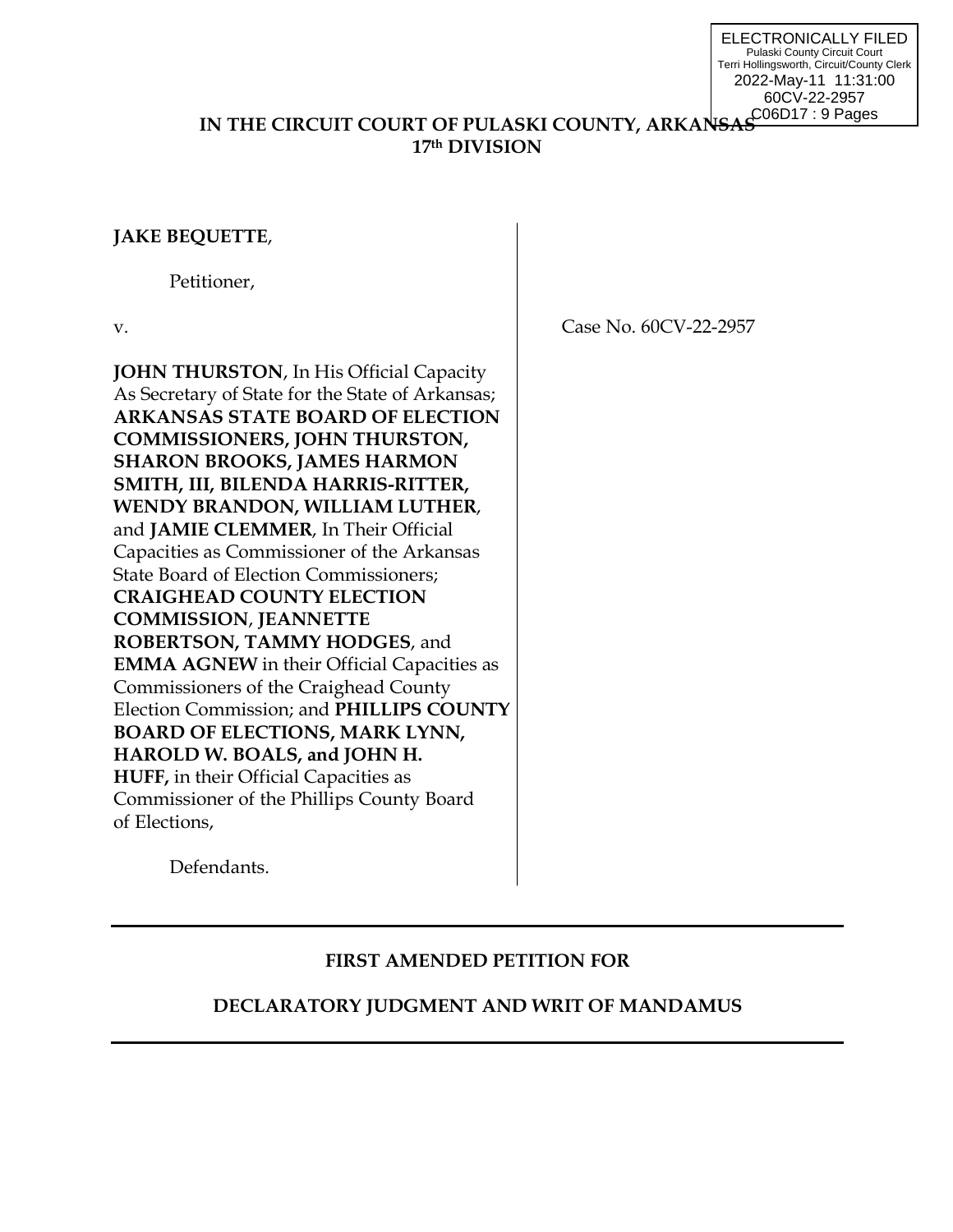ELECTRONICALLY FILED
Pulaski County Circuit Court
Terri Hollingsworth, Circuit/County Clerk
2022-May-11 11:31:00
60CV-22-2957
C06D17 : 9 Pages

**IN THE CIRCUIT COURT OF PULASKI COUNTY, ARKANSAS**
**17th DIVISION**

**JAKE BEQUETTE**,

Petitioner,

v.

Case No. 60CV-22-2957

**JOHN THURSTON**, In His Official Capacity As Secretary of State for the State of Arkansas; **ARKANSAS STATE BOARD OF ELECTION COMMISSIONERS, JOHN THURSTON, SHARON BROOKS, JAMES HARMON SMITH, III, BILENDA HARRIS-RITTER, WENDY BRANDON, WILLIAM LUTHER**, and **JAMIE CLEMMER**, In Their Official Capacities as Commissioner of the Arkansas State Board of Election Commissioners; **CRAIGHEAD COUNTY ELECTION COMMISSION**, **JEANNETTE ROBERTSON, TAMMY HODGES**, and **EMMA AGNEW** in their Official Capacities as Commissioners of the Craighead County Election Commission; and **PHILLIPS COUNTY BOARD OF ELECTIONS, MARK LYNN, HAROLD W. BOALS, and JOHN H. HUFF,** in their Official Capacities as Commissioner of the Phillips County Board of Elections,

Defendants.

---

**FIRST AMENDED PETITION FOR**

**DECLARATORY JUDGMENT AND WRIT OF MANDAMUS**

---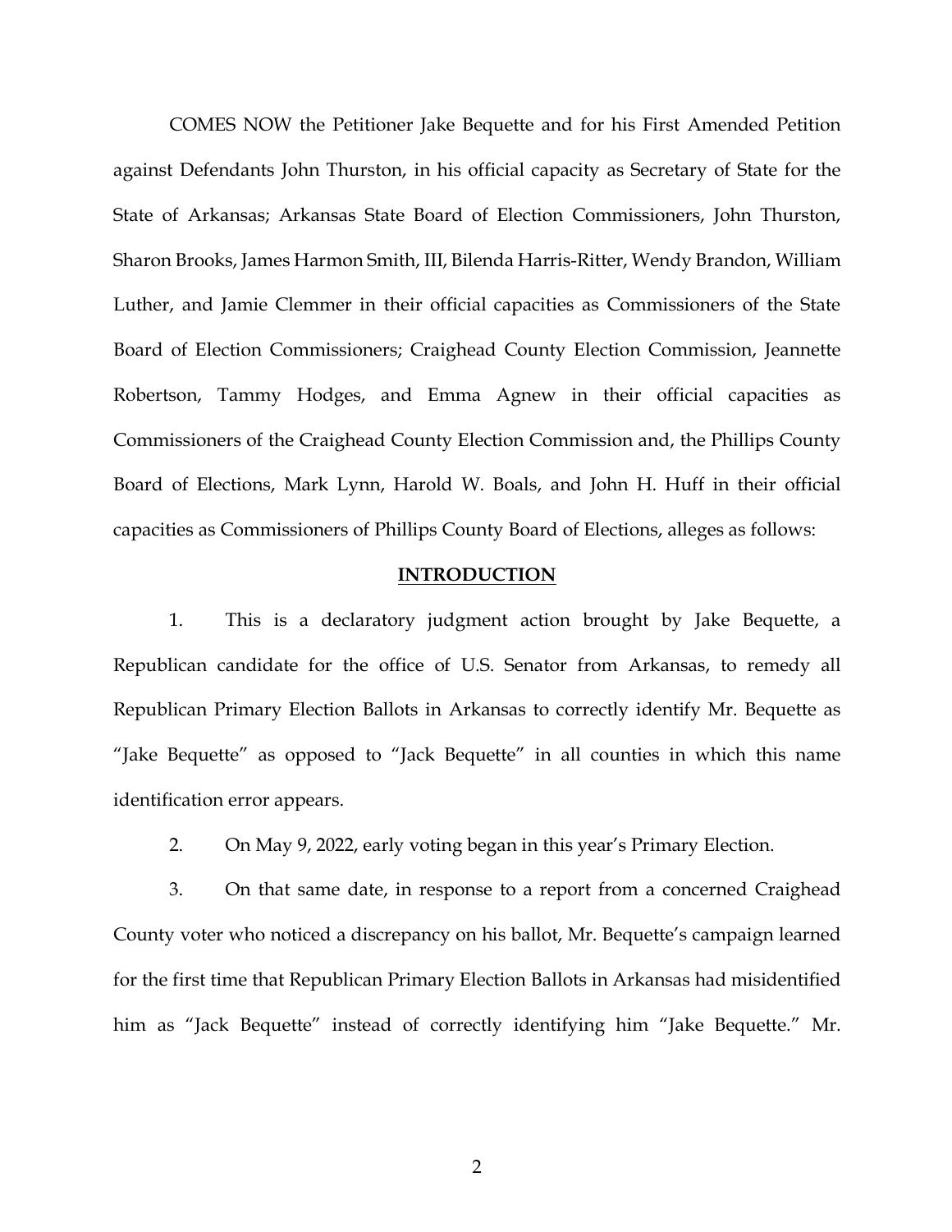COMES NOW the Petitioner Jake Bequette and for his First Amended Petition against Defendants John Thurston, in his official capacity as Secretary of State for the State of Arkansas; Arkansas State Board of Election Commissioners, John Thurston, Sharon Brooks, James Harmon Smith, III, Bilenda Harris-Ritter, Wendy Brandon, William Luther, and Jamie Clemmer in their official capacities as Commissioners of the State Board of Election Commissioners; Craighead County Election Commission, Jeannette Robertson, Tammy Hodges, and Emma Agnew in their official capacities as Commissioners of the Craighead County Election Commission and, the Phillips County Board of Elections, Mark Lynn, Harold W. Boals, and John H. Huff in their official capacities as Commissioners of Phillips County Board of Elections, alleges as follows:

## INTRODUCTION

1. This is a declaratory judgment action brought by Jake Bequette, a Republican candidate for the office of U.S. Senator from Arkansas, to remedy all Republican Primary Election Ballots in Arkansas to correctly identify Mr. Bequette as "Jake Bequette" as opposed to "Jack Bequette" in all counties in which this name identification error appears.

2. On May 9, 2022, early voting began in this year's Primary Election.

3. On that same date, in response to a report from a concerned Craighead County voter who noticed a discrepancy on his ballot, Mr. Bequette's campaign learned for the first time that Republican Primary Election Ballots in Arkansas had misidentified him as "Jack Bequette" instead of correctly identifying him "Jake Bequette." Mr.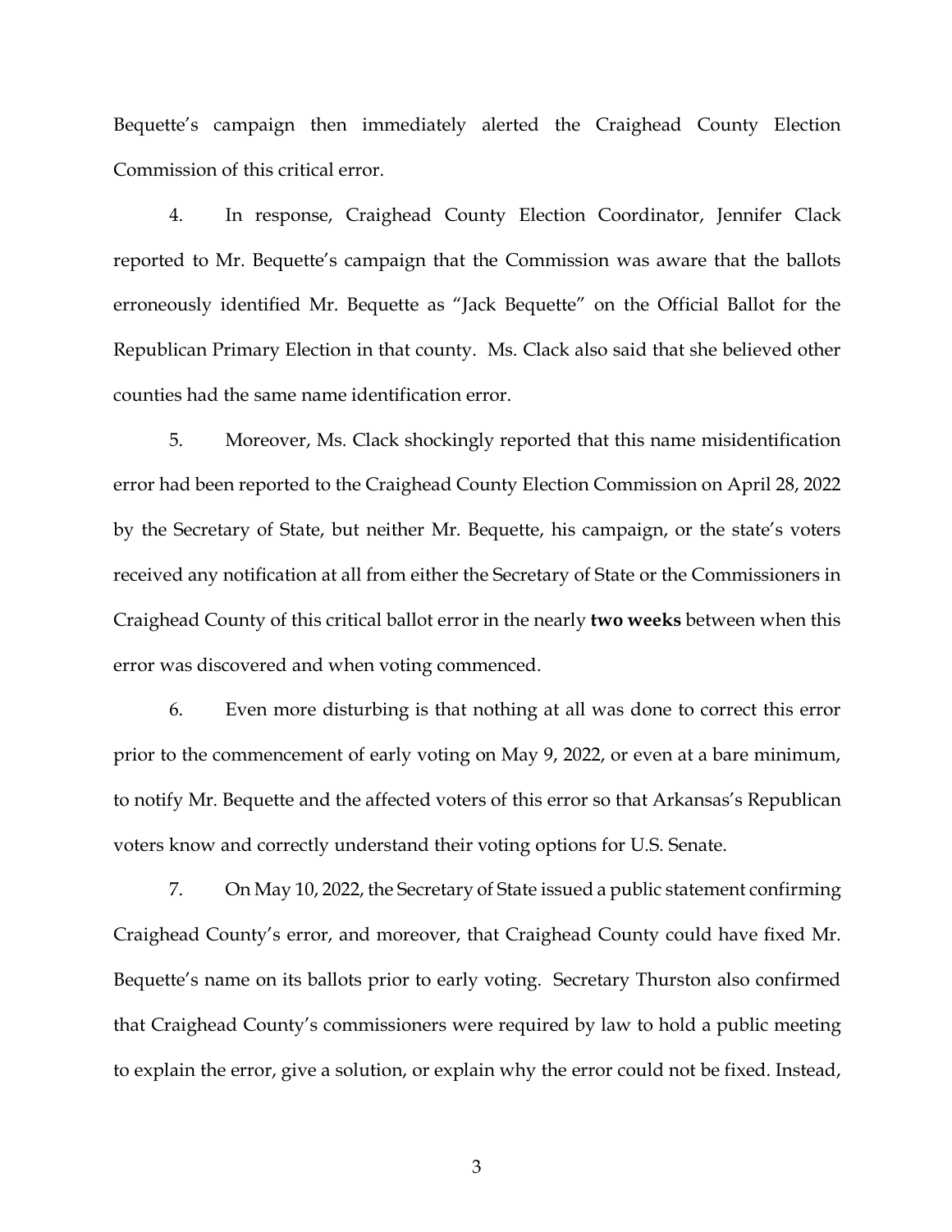Bequette's campaign then immediately alerted the Craighead County Election Commission of this critical error.

4. In response, Craighead County Election Coordinator, Jennifer Clack reported to Mr. Bequette's campaign that the Commission was aware that the ballots erroneously identified Mr. Bequette as "Jack Bequette" on the Official Ballot for the Republican Primary Election in that county. Ms. Clack also said that she believed other counties had the same name identification error.

5. Moreover, Ms. Clack shockingly reported that this name misidentification error had been reported to the Craighead County Election Commission on April 28, 2022 by the Secretary of State, but neither Mr. Bequette, his campaign, or the state's voters received any notification at all from either the Secretary of State or the Commissioners in Craighead County of this critical ballot error in the nearly **two weeks** between when this error was discovered and when voting commenced.

6. Even more disturbing is that nothing at all was done to correct this error prior to the commencement of early voting on May 9, 2022, or even at a bare minimum, to notify Mr. Bequette and the affected voters of this error so that Arkansas's Republican voters know and correctly understand their voting options for U.S. Senate.

7. On May 10, 2022, the Secretary of State issued a public statement confirming Craighead County's error, and moreover, that Craighead County could have fixed Mr. Bequette's name on its ballots prior to early voting. Secretary Thurston also confirmed that Craighead County's commissioners were required by law to hold a public meeting to explain the error, give a solution, or explain why the error could not be fixed. Instead,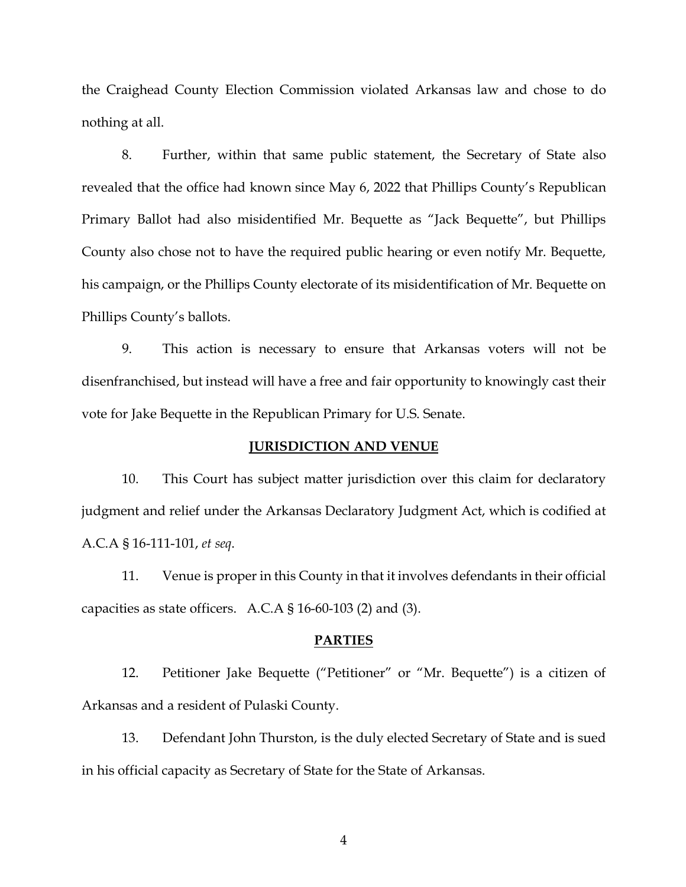the Craighead County Election Commission violated Arkansas law and chose to do nothing at all.

8. Further, within that same public statement, the Secretary of State also revealed that the office had known since May 6, 2022 that Phillips County's Republican Primary Ballot had also misidentified Mr. Bequette as "Jack Bequette", but Phillips County also chose not to have the required public hearing or even notify Mr. Bequette, his campaign, or the Phillips County electorate of its misidentification of Mr. Bequette on Phillips County's ballots.

9. This action is necessary to ensure that Arkansas voters will not be disenfranchised, but instead will have a free and fair opportunity to knowingly cast their vote for Jake Bequette in the Republican Primary for U.S. Senate.

## JURISDICTION AND VENUE

10. This Court has subject matter jurisdiction over this claim for declaratory judgment and relief under the Arkansas Declaratory Judgment Act, which is codified at A.C.A § 16-111-101, *et seq*.

11. Venue is proper in this County in that it involves defendants in their official capacities as state officers. A.C.A § 16-60-103 (2) and (3).

## PARTIES

12. Petitioner Jake Bequette ("Petitioner" or "Mr. Bequette") is a citizen of Arkansas and a resident of Pulaski County.

13. Defendant John Thurston, is the duly elected Secretary of State and is sued in his official capacity as Secretary of State for the State of Arkansas.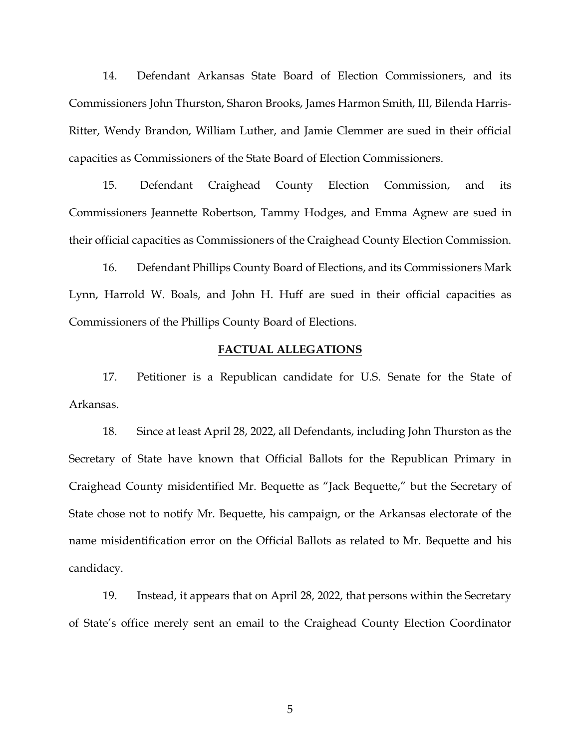14. Defendant Arkansas State Board of Election Commissioners, and its Commissioners John Thurston, Sharon Brooks, James Harmon Smith, III, Bilenda Harris-Ritter, Wendy Brandon, William Luther, and Jamie Clemmer are sued in their official capacities as Commissioners of the State Board of Election Commissioners.

15. Defendant Craighead County Election Commission, and its Commissioners Jeannette Robertson, Tammy Hodges, and Emma Agnew are sued in their official capacities as Commissioners of the Craighead County Election Commission.

16. Defendant Phillips County Board of Elections, and its Commissioners Mark Lynn, Harrold W. Boals, and John H. Huff are sued in their official capacities as Commissioners of the Phillips County Board of Elections.

## **FACTUAL ALLEGATIONS**

17. Petitioner is a Republican candidate for U.S. Senate for the State of Arkansas.

18. Since at least April 28, 2022, all Defendants, including John Thurston as the Secretary of State have known that Official Ballots for the Republican Primary in Craighead County misidentified Mr. Bequette as "Jack Bequette," but the Secretary of State chose not to notify Mr. Bequette, his campaign, or the Arkansas electorate of the name misidentification error on the Official Ballots as related to Mr. Bequette and his candidacy.

19. Instead, it appears that on April 28, 2022, that persons within the Secretary of State's office merely sent an email to the Craighead County Election Coordinator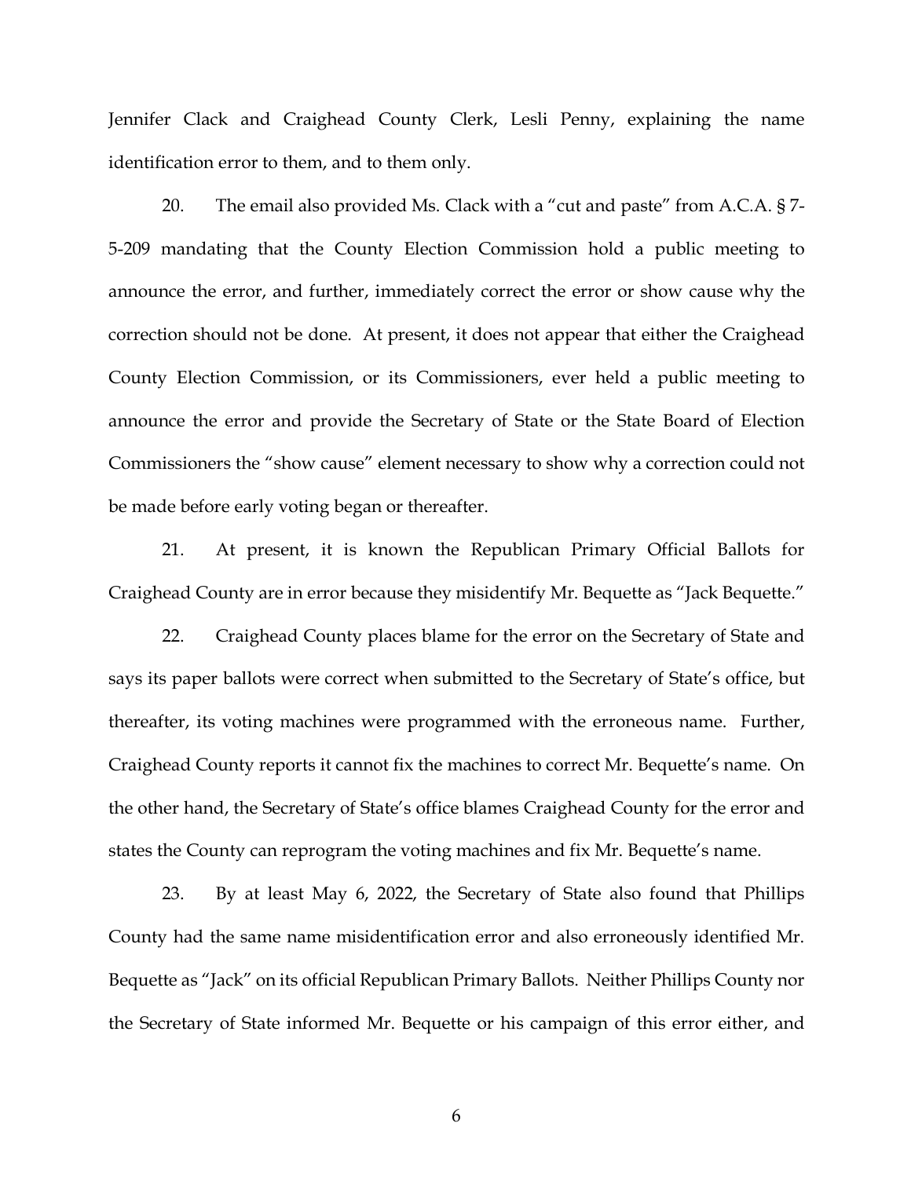Jennifer Clack and Craighead County Clerk, Lesli Penny, explaining the name identification error to them, and to them only.

20. The email also provided Ms. Clack with a "cut and paste" from A.C.A. § 7-5-209 mandating that the County Election Commission hold a public meeting to announce the error, and further, immediately correct the error or show cause why the correction should not be done. At present, it does not appear that either the Craighead County Election Commission, or its Commissioners, ever held a public meeting to announce the error and provide the Secretary of State or the State Board of Election Commissioners the "show cause" element necessary to show why a correction could not be made before early voting began or thereafter.

21. At present, it is known the Republican Primary Official Ballots for Craighead County are in error because they misidentify Mr. Bequette as "Jack Bequette."

22. Craighead County places blame for the error on the Secretary of State and says its paper ballots were correct when submitted to the Secretary of State's office, but thereafter, its voting machines were programmed with the erroneous name. Further, Craighead County reports it cannot fix the machines to correct Mr. Bequette's name. On the other hand, the Secretary of State's office blames Craighead County for the error and states the County can reprogram the voting machines and fix Mr. Bequette's name.

23. By at least May 6, 2022, the Secretary of State also found that Phillips County had the same name misidentification error and also erroneously identified Mr. Bequette as "Jack" on its official Republican Primary Ballots. Neither Phillips County nor the Secretary of State informed Mr. Bequette or his campaign of this error either, and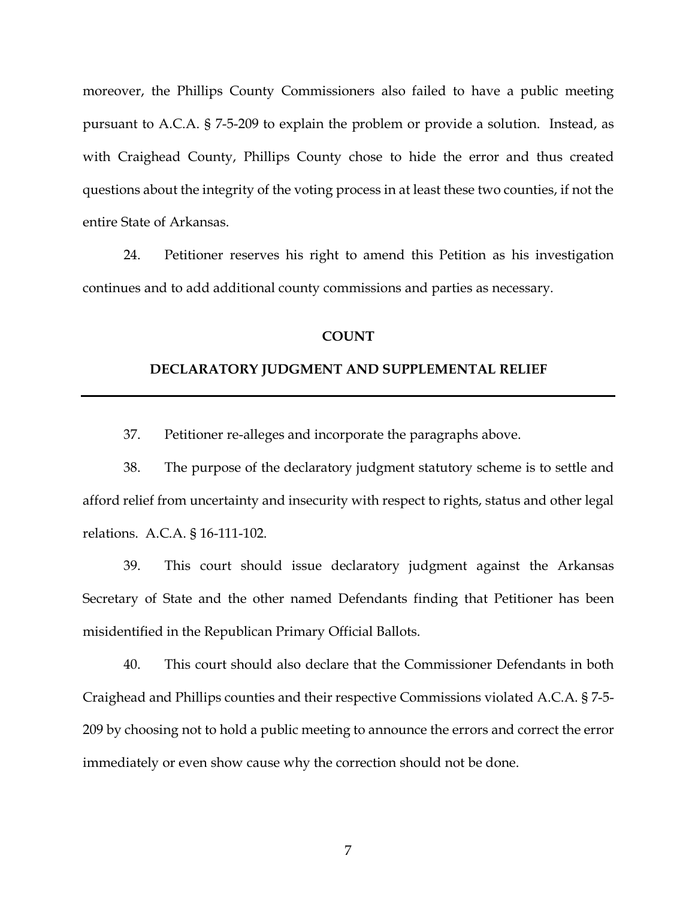moreover, the Phillips County Commissioners also failed to have a public meeting pursuant to A.C.A. § 7-5-209 to explain the problem or provide a solution. Instead, as with Craighead County, Phillips County chose to hide the error and thus created questions about the integrity of the voting process in at least these two counties, if not the entire State of Arkansas.

24. Petitioner reserves his right to amend this Petition as his investigation continues and to add additional county commissions and parties as necessary.

**COUNT**

**DECLARATORY JUDGMENT AND SUPPLEMENTAL RELIEF**

---

37. Petitioner re-alleges and incorporate the paragraphs above.

38. The purpose of the declaratory judgment statutory scheme is to settle and afford relief from uncertainty and insecurity with respect to rights, status and other legal relations. A.C.A. § 16-111-102.

39. This court should issue declaratory judgment against the Arkansas Secretary of State and the other named Defendants finding that Petitioner has been misidentified in the Republican Primary Official Ballots.

40. This court should also declare that the Commissioner Defendants in both Craighead and Phillips counties and their respective Commissions violated A.C.A. § 7-5-209 by choosing not to hold a public meeting to announce the errors and correct the error immediately or even show cause why the correction should not be done.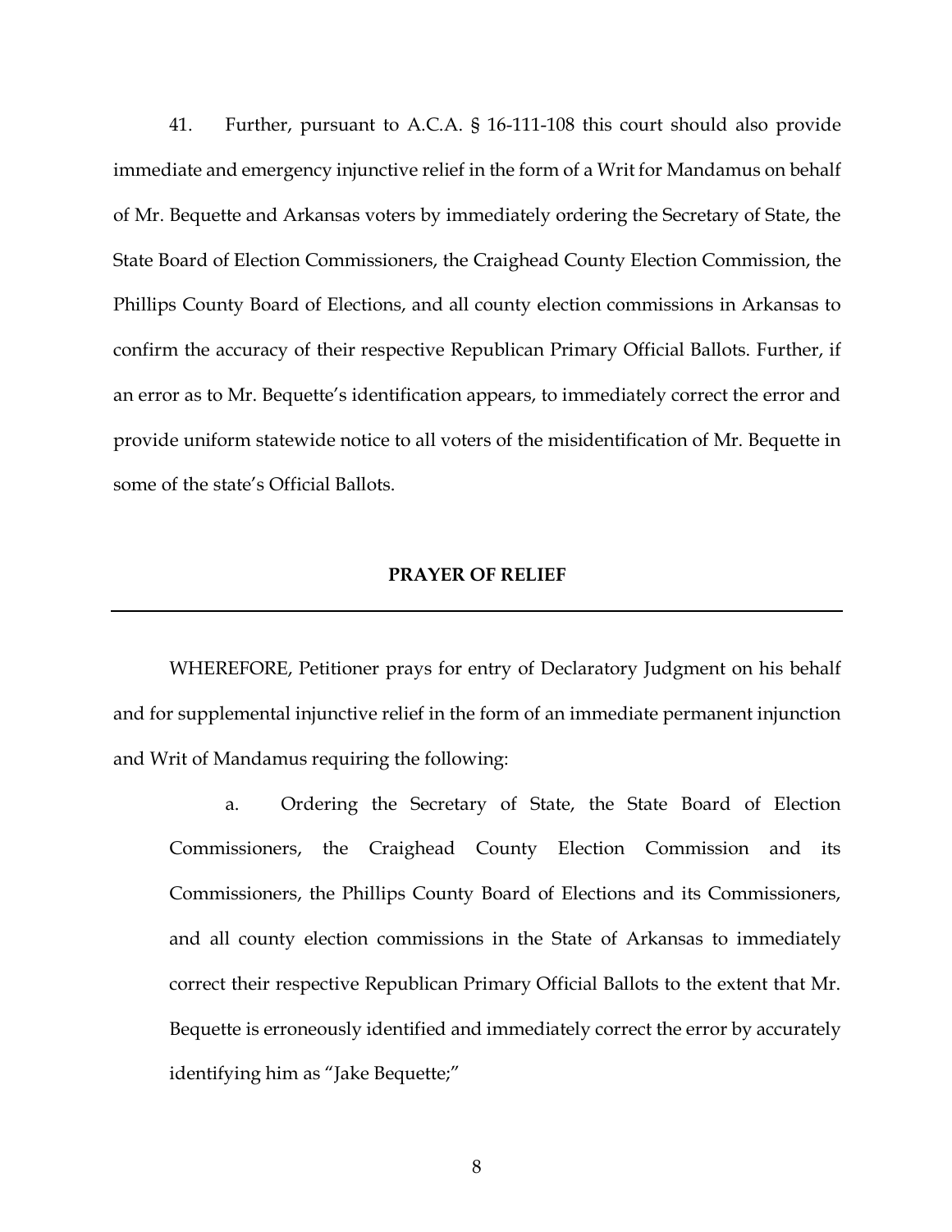41. Further, pursuant to A.C.A. § 16-111-108 this court should also provide immediate and emergency injunctive relief in the form of a Writ for Mandamus on behalf of Mr. Bequette and Arkansas voters by immediately ordering the Secretary of State, the State Board of Election Commissioners, the Craighead County Election Commission, the Phillips County Board of Elections, and all county election commissions in Arkansas to confirm the accuracy of their respective Republican Primary Official Ballots. Further, if an error as to Mr. Bequette's identification appears, to immediately correct the error and provide uniform statewide notice to all voters of the misidentification of Mr. Bequette in some of the state's Official Ballots.

## PRAYER OF RELIEF

---

WHEREFORE, Petitioner prays for entry of Declaratory Judgment on his behalf and for supplemental injunctive relief in the form of an immediate permanent injunction and Writ of Mandamus requiring the following:

a. Ordering the Secretary of State, the State Board of Election Commissioners, the Craighead County Election Commission and its Commissioners, the Phillips County Board of Elections and its Commissioners, and all county election commissions in the State of Arkansas to immediately correct their respective Republican Primary Official Ballots to the extent that Mr. Bequette is erroneously identified and immediately correct the error by accurately identifying him as "Jake Bequette;"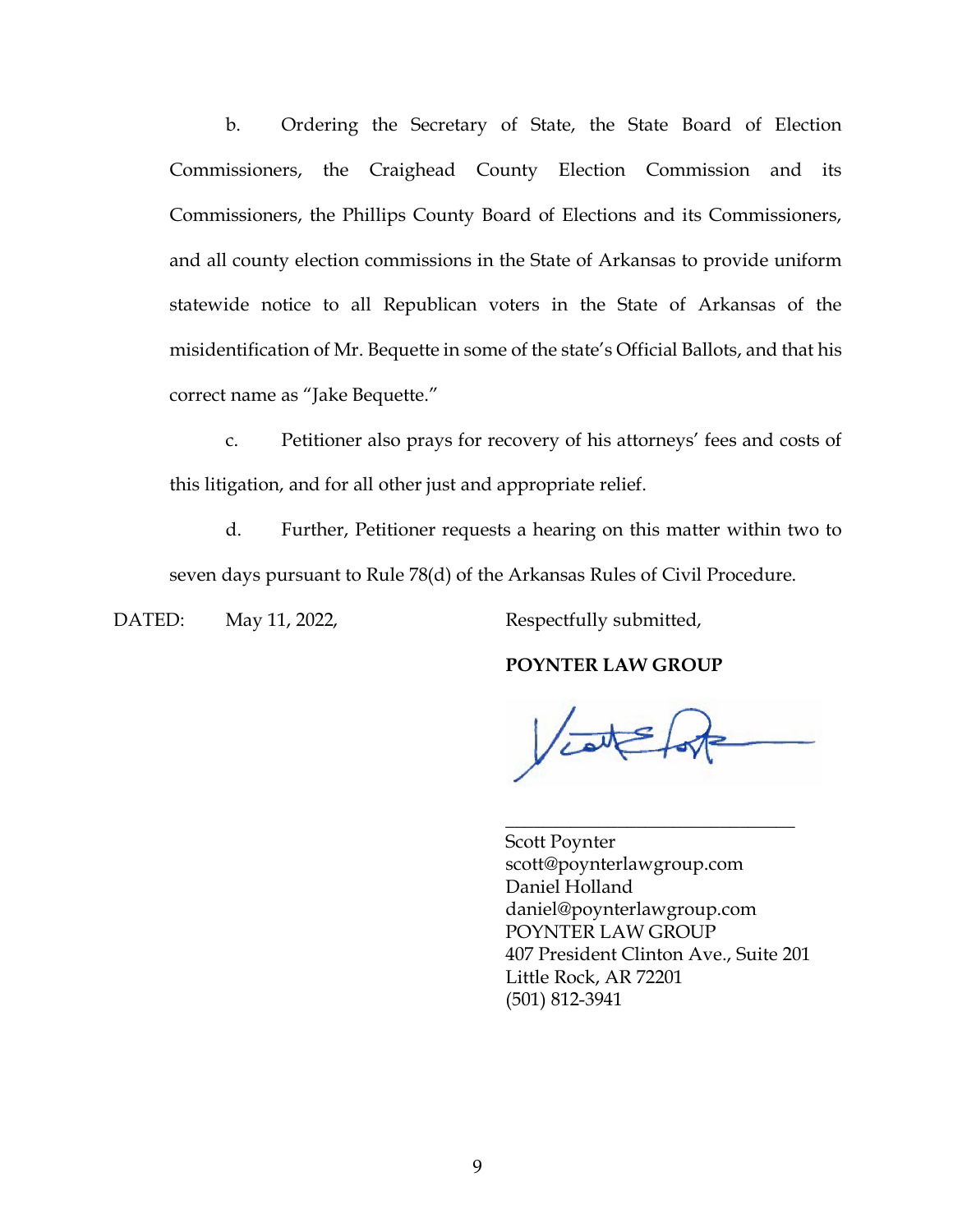b. Ordering the Secretary of State, the State Board of Election Commissioners, the Craighead County Election Commission and its Commissioners, the Phillips County Board of Elections and its Commissioners, and all county election commissions in the State of Arkansas to provide uniform statewide notice to all Republican voters in the State of Arkansas of the misidentification of Mr. Bequette in some of the state's Official Ballots, and that his correct name as "Jake Bequette."

c. Petitioner also prays for recovery of his attorneys' fees and costs of this litigation, and for all other just and appropriate relief.

d. Further, Petitioner requests a hearing on this matter within two to seven days pursuant to Rule 78(d) of the Arkansas Rules of Civil Procedure.

DATED: May 11, 2022,

Respectfully submitted,

**POYNTER LAW GROUP**

______________________________

Scott Poynter
scott@poynterlawgroup.com
Daniel Holland
daniel@poynterlawgroup.com
POYNTER LAW GROUP
407 President Clinton Ave., Suite 201
Little Rock, AR 72201
(501) 812-3941